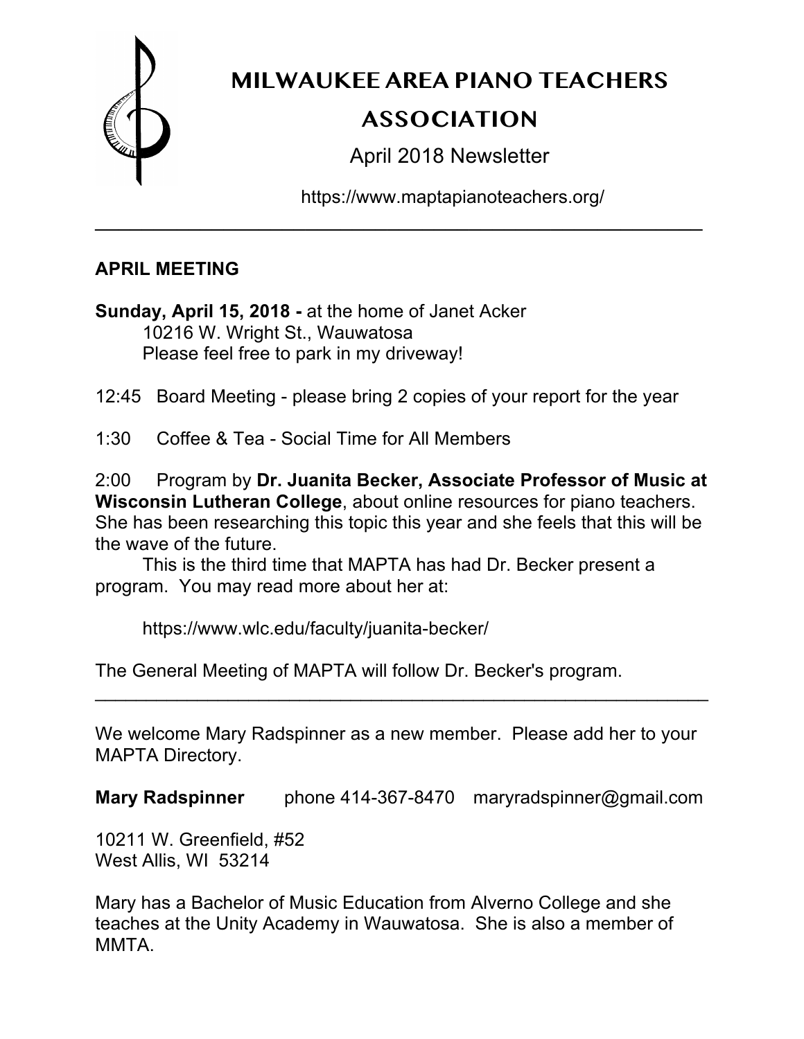# MILWAUKEE AREA PIANO TEACHERS ASSOCIATION

April 2018 Newsletter

https://www.maptapianoteachers.org/

---

## APRIL MEETING

**Sunday, April 15, 2018 -** at the home of Janet Acker
10216 W. Wright St., Wauwatosa
Please feel free to park in my driveway!

12:45 Board Meeting - please bring 2 copies of your report for the year

1:30 Coffee & Tea - Social Time for All Members

2:00 Program by **Dr. Juanita Becker, Associate Professor of Music at Wisconsin Lutheran College**, about online resources for piano teachers. She has been researching this topic this year and she feels that this will be the wave of the future.

This is the third time that MAPTA has had Dr. Becker present a program. You may read more about her at:

https://www.wlc.edu/faculty/juanita-becker/

The General Meeting of MAPTA will follow Dr. Becker's program.

---

We welcome Mary Radspinner as a new member. Please add her to your MAPTA Directory.

**Mary Radspinner** phone 414-367-8470 maryradspinner@gmail.com

10211 W. Greenfield, #52
West Allis, WI 53214

Mary has a Bachelor of Music Education from Alverno College and she teaches at the Unity Academy in Wauwatosa. She is also a member of MMTA.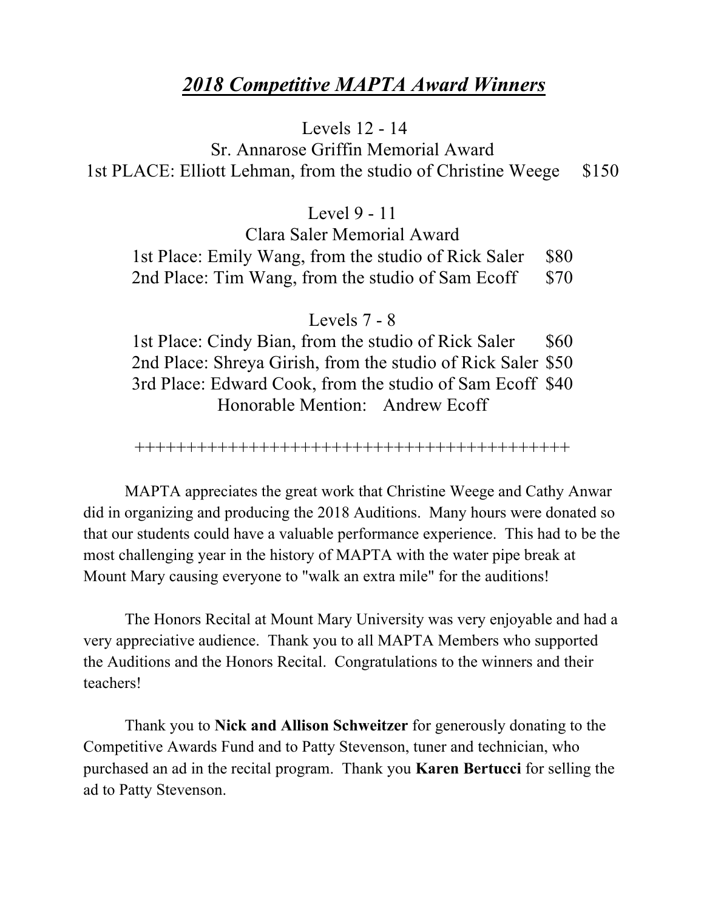# *2018 Competitive MAPTA Award Winners*

Levels 12 - 14

Sr. Annarose Griffin Memorial Award

1st PLACE: Elliott Lehman, from the studio of Christine Weege $150

Level 9 - 11

Clara Saler Memorial Award

1st Place: Emily Wang, from the studio of Rick Saler $80

2nd Place: Tim Wang, from the studio of Sam Ecoff $70

Levels 7 - 8

1st Place: Cindy Bian, from the studio of Rick Saler $60

2nd Place: Shreya Girish, from the studio of Rick Saler $50

3rd Place: Edward Cook, from the studio of Sam Ecoff $40

Honorable Mention: Andrew Ecoff

++++++++++++++++++++++++++++++++++++++++++

MAPTA appreciates the great work that Christine Weege and Cathy Anwar did in organizing and producing the 2018 Auditions. Many hours were donated so that our students could have a valuable performance experience. This had to be the most challenging year in the history of MAPTA with the water pipe break at Mount Mary causing everyone to "walk an extra mile" for the auditions!

The Honors Recital at Mount Mary University was very enjoyable and had a very appreciative audience. Thank you to all MAPTA Members who supported the Auditions and the Honors Recital. Congratulations to the winners and their teachers!

Thank you to **Nick and Allison Schweitzer** for generously donating to the Competitive Awards Fund and to Patty Stevenson, tuner and technician, who purchased an ad in the recital program. Thank you **Karen Bertucci** for selling the ad to Patty Stevenson.